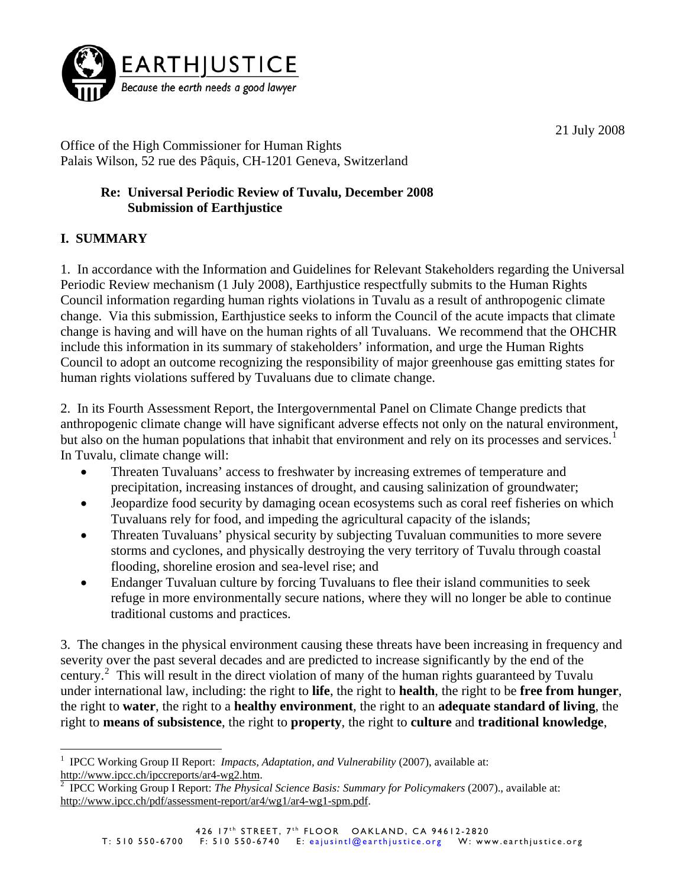EARTHJUSTICE

*Because the earth needs a good lawyer*

21 July 2008

Office of the High Commissioner for Human Rights
Palais Wilson, 52 rue des Pâquis, CH-1201 Geneva, Switzerland

**Re: Universal Periodic Review of Tuvalu, December 2008**
**Submission of Earthjustice**

## I. SUMMARY

1. In accordance with the Information and Guidelines for Relevant Stakeholders regarding the Universal Periodic Review mechanism (1 July 2008), Earthjustice respectfully submits to the Human Rights Council information regarding human rights violations in Tuvalu as a result of anthropogenic climate change. Via this submission, Earthjustice seeks to inform the Council of the acute impacts that climate change is having and will have on the human rights of all Tuvaluans. We recommend that the OHCHR include this information in its summary of stakeholders' information, and urge the Human Rights Council to adopt an outcome recognizing the responsibility of major greenhouse gas emitting states for human rights violations suffered by Tuvaluans due to climate change.

2. In its Fourth Assessment Report, the Intergovernmental Panel on Climate Change predicts that anthropogenic climate change will have significant adverse effects not only on the natural environment, but also on the human populations that inhabit that environment and rely on its processes and services.[1] In Tuvalu, climate change will:

- Threaten Tuvaluans' access to freshwater by increasing extremes of temperature and precipitation, increasing instances of drought, and causing salinization of groundwater;
- Jeopardize food security by damaging ocean ecosystems such as coral reef fisheries on which Tuvaluans rely for food, and impeding the agricultural capacity of the islands;
- Threaten Tuvaluans' physical security by subjecting Tuvaluan communities to more severe storms and cyclones, and physically destroying the very territory of Tuvalu through coastal flooding, shoreline erosion and sea-level rise; and
- Endanger Tuvaluan culture by forcing Tuvaluans to flee their island communities to seek refuge in more environmentally secure nations, where they will no longer be able to continue traditional customs and practices.

3. The changes in the physical environment causing these threats have been increasing in frequency and severity over the past several decades and are predicted to increase significantly by the end of the century.[2] This will result in the direct violation of many of the human rights guaranteed by Tuvalu under international law, including: the right to **life**, the right to **health**, the right to be **free from hunger**, the right to **water**, the right to a **healthy environment**, the right to an **adequate standard of living**, the right to **means of subsistence**, the right to **property**, the right to **culture** and **traditional knowledge**,

---

[1] IPCC Working Group II Report: *Impacts, Adaptation, and Vulnerability* (2007), available at: http://www.ipcc.ch/ipccreports/ar4-wg2.htm.

[2] IPCC Working Group I Report: *The Physical Science Basis: Summary for Policymakers* (2007)., available at: http://www.ipcc.ch/pdf/assessment-report/ar4/wg1/ar4-wg1-spm.pdf.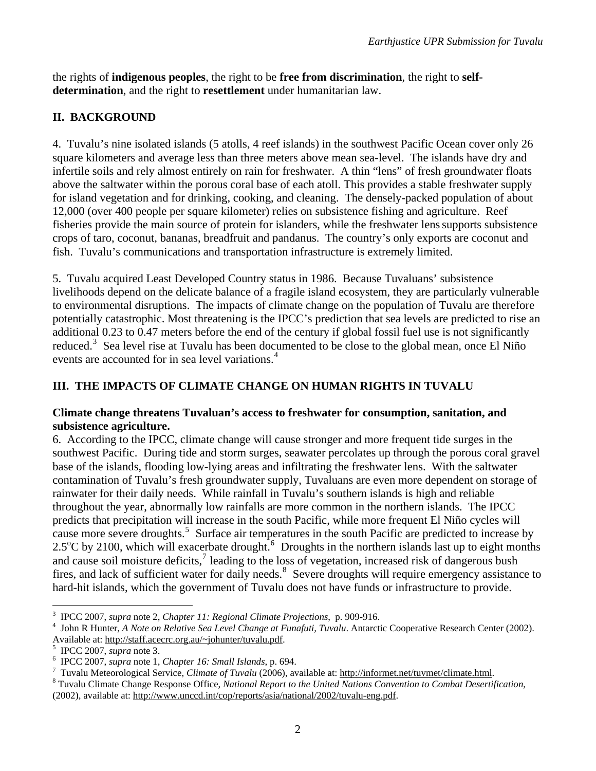the rights of **indigenous peoples**, the right to be **free from discrimination**, the right to **self-determination**, and the right to **resettlement** under humanitarian law.

## II. BACKGROUND

4. Tuvalu's nine isolated islands (5 atolls, 4 reef islands) in the southwest Pacific Ocean cover only 26 square kilometers and average less than three meters above mean sea-level. The islands have dry and infertile soils and rely almost entirely on rain for freshwater. A thin "lens" of fresh groundwater floats above the saltwater within the porous coral base of each atoll. This provides a stable freshwater supply for island vegetation and for drinking, cooking, and cleaning. The densely-packed population of about 12,000 (over 400 people per square kilometer) relies on subsistence fishing and agriculture. Reef fisheries provide the main source of protein for islanders, while the freshwater lens supports subsistence crops of taro, coconut, bananas, breadfruit and pandanus. The country's only exports are coconut and fish. Tuvalu's communications and transportation infrastructure is extremely limited.

5. Tuvalu acquired Least Developed Country status in 1986. Because Tuvaluans' subsistence livelihoods depend on the delicate balance of a fragile island ecosystem, they are particularly vulnerable to environmental disruptions. The impacts of climate change on the population of Tuvalu are therefore potentially catastrophic. Most threatening is the IPCC's prediction that sea levels are predicted to rise an additional 0.23 to 0.47 meters before the end of the century if global fossil fuel use is not significantly reduced.[3] Sea level rise at Tuvalu has been documented to be close to the global mean, once El Niño events are accounted for in sea level variations.[4]

## III. THE IMPACTS OF CLIMATE CHANGE ON HUMAN RIGHTS IN TUVALU

**Climate change threatens Tuvaluan's access to freshwater for consumption, sanitation, and subsistence agriculture.**

6. According to the IPCC, climate change will cause stronger and more frequent tide surges in the southwest Pacific. During tide and storm surges, seawater percolates up through the porous coral gravel base of the islands, flooding low-lying areas and infiltrating the freshwater lens. With the saltwater contamination of Tuvalu's fresh groundwater supply, Tuvaluans are even more dependent on storage of rainwater for their daily needs. While rainfall in Tuvalu's southern islands is high and reliable throughout the year, abnormally low rainfalls are more common in the northern islands. The IPCC predicts that precipitation will increase in the south Pacific, while more frequent El Niño cycles will cause more severe droughts.[5] Surface air temperatures in the south Pacific are predicted to increase by $2.5^{o}$C by 2100, which will exacerbate drought.[6] Droughts in the northern islands last up to eight months and cause soil moisture deficits,[7] leading to the loss of vegetation, increased risk of dangerous bush fires, and lack of sufficient water for daily needs.[8] Severe droughts will require emergency assistance to hard-hit islands, which the government of Tuvalu does not have funds or infrastructure to provide.

---

[3] IPCC 2007, *supra* note 2, *Chapter 11: Regional Climate Projections*, p. 909-916.

[4] John R Hunter, *A Note on Relative Sea Level Change at Funafuti, Tuvalu*. Antarctic Cooperative Research Center (2002). Available at: http://staff.acecrc.org.au/~johunter/tuvalu.pdf.

[5] IPCC 2007, *supra* note 3.

[6] IPCC 2007, *supra* note 1, *Chapter 16: Small Islands*, p. 694.

[7] Tuvalu Meteorological Service, *Climate of Tuvalu* (2006), available at: http://informet.net/tuvmet/climate.html.

[8] Tuvalu Climate Change Response Office, *National Report to the United Nations Convention to Combat Desertification*, (2002), available at: http://www.unccd.int/cop/reports/asia/national/2002/tuvalu-eng.pdf.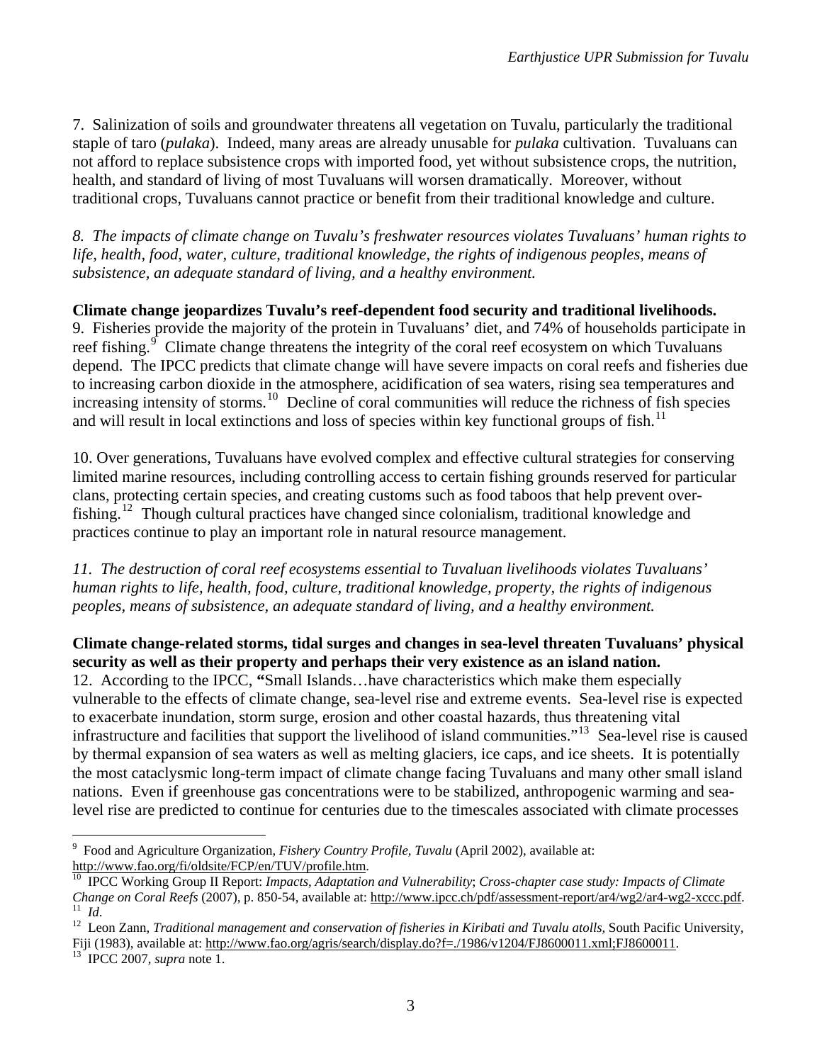7. Salinization of soils and groundwater threatens all vegetation on Tuvalu, particularly the traditional staple of taro (*pulaka*). Indeed, many areas are already unusable for *pulaka* cultivation. Tuvaluans can not afford to replace subsistence crops with imported food, yet without subsistence crops, the nutrition, health, and standard of living of most Tuvaluans will worsen dramatically. Moreover, without traditional crops, Tuvaluans cannot practice or benefit from their traditional knowledge and culture.

*8. The impacts of climate change on Tuvalu's freshwater resources violates Tuvaluans' human rights to life, health, food, water, culture, traditional knowledge, the rights of indigenous peoples, means of subsistence, an adequate standard of living, and a healthy environment.*

**Climate change jeopardizes Tuvalu's reef-dependent food security and traditional livelihoods.**

9. Fisheries provide the majority of the protein in Tuvaluans' diet, and 74% of households participate in reef fishing.[9] Climate change threatens the integrity of the coral reef ecosystem on which Tuvaluans depend. The IPCC predicts that climate change will have severe impacts on coral reefs and fisheries due to increasing carbon dioxide in the atmosphere, acidification of sea waters, rising sea temperatures and increasing intensity of storms.[10] Decline of coral communities will reduce the richness of fish species and will result in local extinctions and loss of species within key functional groups of fish.[11]

10. Over generations, Tuvaluans have evolved complex and effective cultural strategies for conserving limited marine resources, including controlling access to certain fishing grounds reserved for particular clans, protecting certain species, and creating customs such as food taboos that help prevent over-fishing.[12] Though cultural practices have changed since colonialism, traditional knowledge and practices continue to play an important role in natural resource management.

*11. The destruction of coral reef ecosystems essential to Tuvaluan livelihoods violates Tuvaluans' human rights to life, health, food, culture, traditional knowledge, property, the rights of indigenous peoples, means of subsistence, an adequate standard of living, and a healthy environment.*

**Climate change-related storms, tidal surges and changes in sea-level threaten Tuvaluans' physical security as well as their property and perhaps their very existence as an island nation.**

12. According to the IPCC, **"**Small Islands…have characteristics which make them especially vulnerable to the effects of climate change, sea-level rise and extreme events. Sea-level rise is expected to exacerbate inundation, storm surge, erosion and other coastal hazards, thus threatening vital infrastructure and facilities that support the livelihood of island communities."[13] Sea-level rise is caused by thermal expansion of sea waters as well as melting glaciers, ice caps, and ice sheets. It is potentially the most cataclysmic long-term impact of climate change facing Tuvaluans and many other small island nations. Even if greenhouse gas concentrations were to be stabilized, anthropogenic warming and sea-level rise are predicted to continue for centuries due to the timescales associated with climate processes

---

[9] Food and Agriculture Organization, *Fishery Country Profile, Tuvalu* (April 2002), available at: http://www.fao.org/fi/oldsite/FCP/en/TUV/profile.htm.

[10] IPCC Working Group II Report: *Impacts, Adaptation and Vulnerability*; *Cross-chapter case study: Impacts of Climate Change on Coral Reefs* (2007), p. 850-54, available at: http://www.ipcc.ch/pdf/assessment-report/ar4/wg2/ar4-wg2-xccc.pdf.

[11] *Id*.

[12] Leon Zann, *Traditional management and conservation of fisheries in Kiribati and Tuvalu atolls*, South Pacific University, Fiji (1983), available at: http://www.fao.org/agris/search/display.do?f=./1986/v1204/FJ8600011.xml;FJ8600011.

[13] IPCC 2007, *supra* note 1.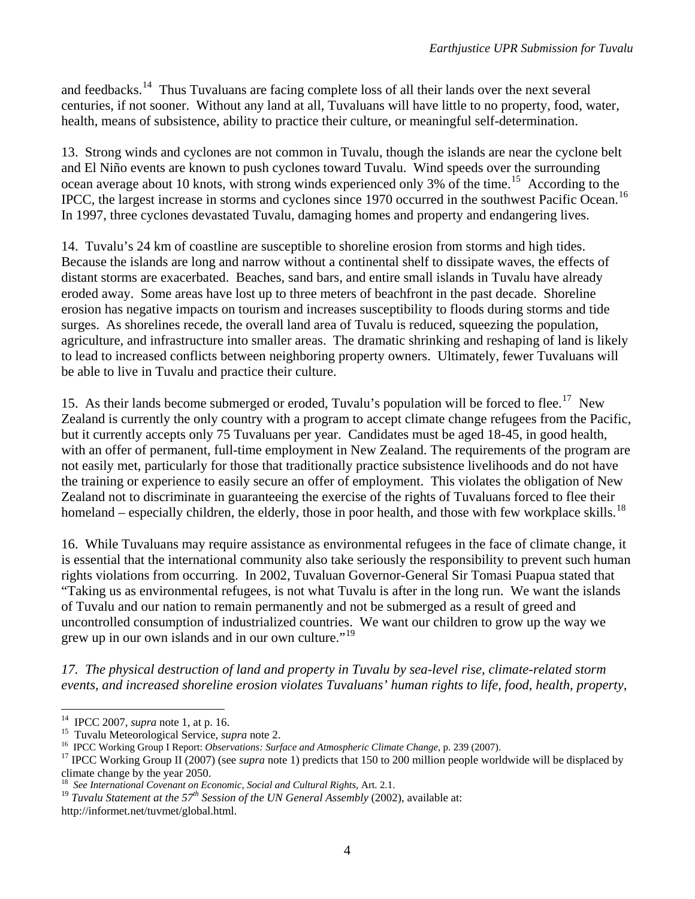and feedbacks.[14] Thus Tuvaluans are facing complete loss of all their lands over the next several centuries, if not sooner. Without any land at all, Tuvaluans will have little to no property, food, water, health, means of subsistence, ability to practice their culture, or meaningful self-determination.

13. Strong winds and cyclones are not common in Tuvalu, though the islands are near the cyclone belt and El Niño events are known to push cyclones toward Tuvalu. Wind speeds over the surrounding ocean average about 10 knots, with strong winds experienced only 3% of the time.[15] According to the IPCC, the largest increase in storms and cyclones since 1970 occurred in the southwest Pacific Ocean.[16] In 1997, three cyclones devastated Tuvalu, damaging homes and property and endangering lives.

14. Tuvalu's 24 km of coastline are susceptible to shoreline erosion from storms and high tides. Because the islands are long and narrow without a continental shelf to dissipate waves, the effects of distant storms are exacerbated. Beaches, sand bars, and entire small islands in Tuvalu have already eroded away. Some areas have lost up to three meters of beachfront in the past decade. Shoreline erosion has negative impacts on tourism and increases susceptibility to floods during storms and tide surges. As shorelines recede, the overall land area of Tuvalu is reduced, squeezing the population, agriculture, and infrastructure into smaller areas. The dramatic shrinking and reshaping of land is likely to lead to increased conflicts between neighboring property owners. Ultimately, fewer Tuvaluans will be able to live in Tuvalu and practice their culture.

15. As their lands become submerged or eroded, Tuvalu's population will be forced to flee.[17] New Zealand is currently the only country with a program to accept climate change refugees from the Pacific, but it currently accepts only 75 Tuvaluans per year. Candidates must be aged 18-45, in good health, with an offer of permanent, full-time employment in New Zealand. The requirements of the program are not easily met, particularly for those that traditionally practice subsistence livelihoods and do not have the training or experience to easily secure an offer of employment. This violates the obligation of New Zealand not to discriminate in guaranteeing the exercise of the rights of Tuvaluans forced to flee their homeland – especially children, the elderly, those in poor health, and those with few workplace skills.[18]

16. While Tuvaluans may require assistance as environmental refugees in the face of climate change, it is essential that the international community also take seriously the responsibility to prevent such human rights violations from occurring. In 2002, Tuvaluan Governor-General Sir Tomasi Puapua stated that "Taking us as environmental refugees, is not what Tuvalu is after in the long run. We want the islands of Tuvalu and our nation to remain permanently and not be submerged as a result of greed and uncontrolled consumption of industrialized countries. We want our children to grow up the way we grew up in our own islands and in our own culture."[19]

*17. The physical destruction of land and property in Tuvalu by sea-level rise, climate-related storm events, and increased shoreline erosion violates Tuvaluans' human rights to life, food, health, property,*

---

[14] IPCC 2007, *supra* note 1, at p. 16.

[15] Tuvalu Meteorological Service, *supra* note 2.

[16] IPCC Working Group I Report: *Observations: Surface and Atmospheric Climate Change*, p. 239 (2007).

[17] IPCC Working Group II (2007) (see *supra* note 1) predicts that 150 to 200 million people worldwide will be displaced by climate change by the year 2050.

[18] *See International Covenant on Economic, Social and Cultural Rights*, Art. 2.1.

[19] *Tuvalu Statement at the 57th Session of the UN General Assembly* (2002), available at: http://informet.net/tuvmet/global.html.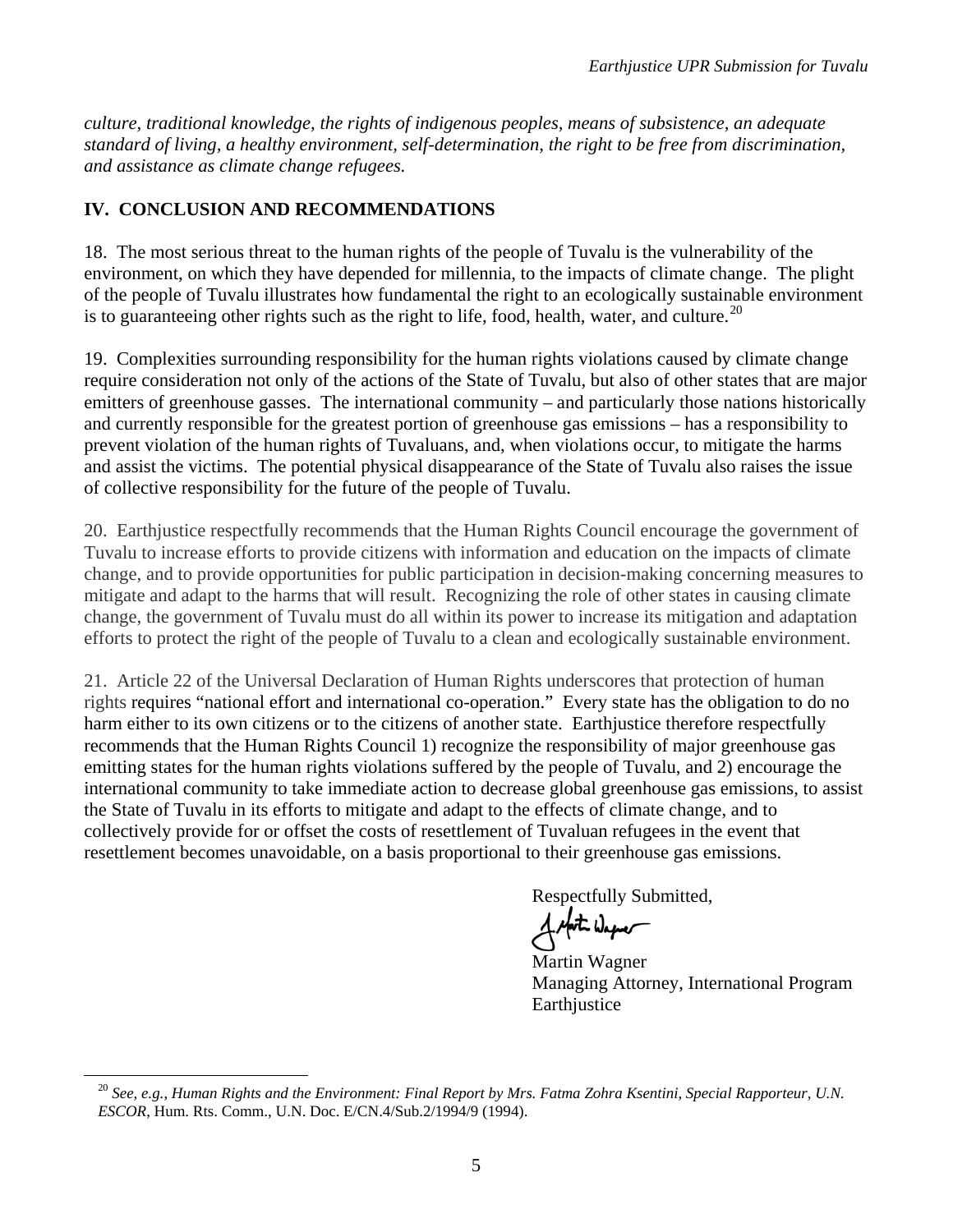*culture, traditional knowledge, the rights of indigenous peoples, means of subsistence, an adequate standard of living, a healthy environment, self-determination, the right to be free from discrimination, and assistance as climate change refugees.*

## IV. CONCLUSION AND RECOMMENDATIONS

18. The most serious threat to the human rights of the people of Tuvalu is the vulnerability of the environment, on which they have depended for millennia, to the impacts of climate change. The plight of the people of Tuvalu illustrates how fundamental the right to an ecologically sustainable environment is to guaranteeing other rights such as the right to life, food, health, water, and culture.[20]

19. Complexities surrounding responsibility for the human rights violations caused by climate change require consideration not only of the actions of the State of Tuvalu, but also of other states that are major emitters of greenhouse gasses. The international community – and particularly those nations historically and currently responsible for the greatest portion of greenhouse gas emissions – has a responsibility to prevent violation of the human rights of Tuvaluans, and, when violations occur, to mitigate the harms and assist the victims. The potential physical disappearance of the State of Tuvalu also raises the issue of collective responsibility for the future of the people of Tuvalu.

20. Earthjustice respectfully recommends that the Human Rights Council encourage the government of Tuvalu to increase efforts to provide citizens with information and education on the impacts of climate change, and to provide opportunities for public participation in decision-making concerning measures to mitigate and adapt to the harms that will result. Recognizing the role of other states in causing climate change, the government of Tuvalu must do all within its power to increase its mitigation and adaptation efforts to protect the right of the people of Tuvalu to a clean and ecologically sustainable environment.

21. Article 22 of the Universal Declaration of Human Rights underscores that protection of human rights requires "national effort and international co-operation." Every state has the obligation to do no harm either to its own citizens or to the citizens of another state. Earthjustice therefore respectfully recommends that the Human Rights Council 1) recognize the responsibility of major greenhouse gas emitting states for the human rights violations suffered by the people of Tuvalu, and 2) encourage the international community to take immediate action to decrease global greenhouse gas emissions, to assist the State of Tuvalu in its efforts to mitigate and adapt to the effects of climate change, and to collectively provide for or offset the costs of resettlement of Tuvaluan refugees in the event that resettlement becomes unavoidable, on a basis proportional to their greenhouse gas emissions.

Respectfully Submitted,

Martin Wagner
Managing Attorney, International Program
Earthjustice

---

[20] *See, e.g.*, *Human Rights and the Environment: Final Report by Mrs. Fatma Zohra Ksentini, Special Rapporteur, U.N. ESCOR*, Hum. Rts. Comm., U.N. Doc. E/CN.4/Sub.2/1994/9 (1994).